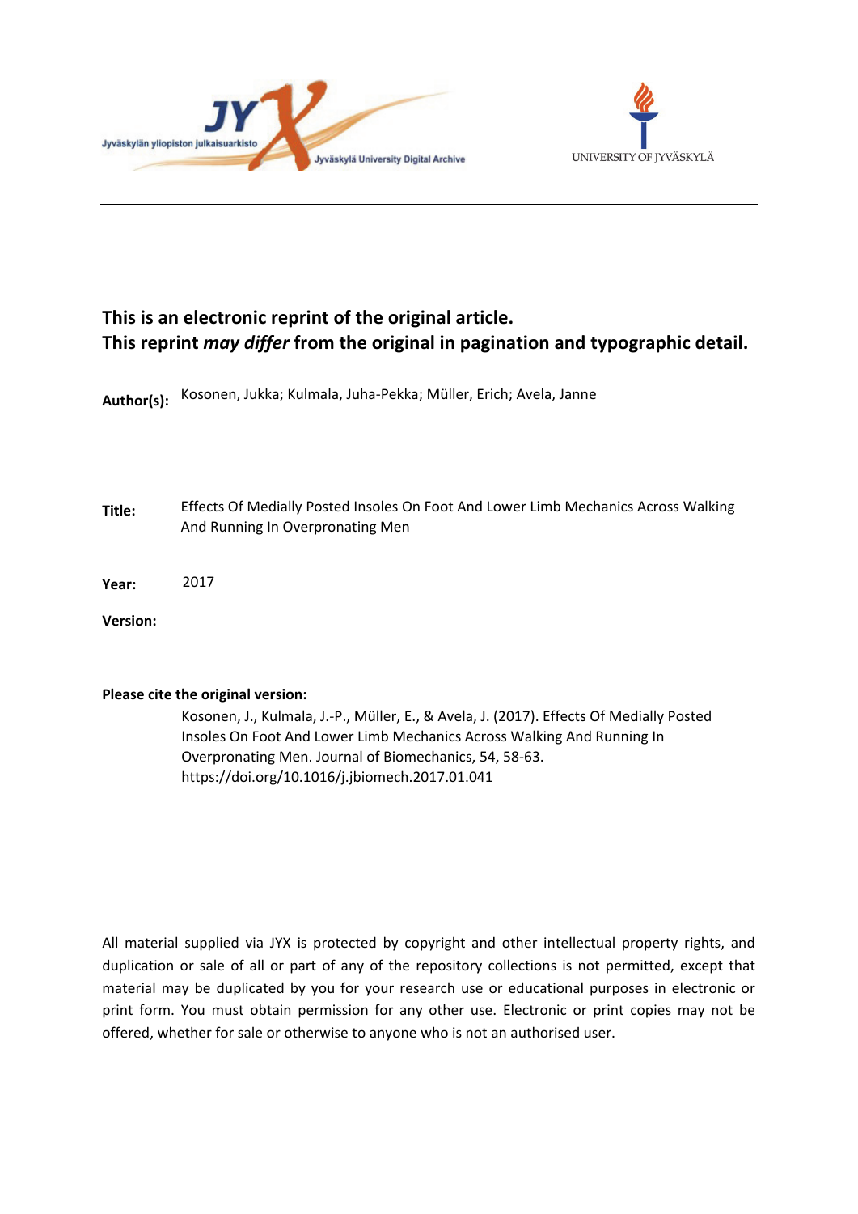**This is an electronic reprint of the original article.**
**This reprint *may differ* from the original in pagination and typographic detail.**

**Author(s):** Kosonen, Jukka; Kulmala, Juha-Pekka; Müller, Erich; Avela, Janne

**Title:** Effects Of Medially Posted Insoles On Foot And Lower Limb Mechanics Across Walking And Running In Overpronating Men

**Year:** 2017

**Version:**

**Please cite the original version:**

Kosonen, J., Kulmala, J.-P., Müller, E., & Avela, J. (2017). Effects Of Medially Posted Insoles On Foot And Lower Limb Mechanics Across Walking And Running In Overpronating Men. Journal of Biomechanics, 54, 58-63. https://doi.org/10.1016/j.jbiomech.2017.01.041

All material supplied via JYX is protected by copyright and other intellectual property rights, and duplication or sale of all or part of any of the repository collections is not permitted, except that material may be duplicated by you for your research use or educational purposes in electronic or print form. You must obtain permission for any other use. Electronic or print copies may not be offered, whether for sale or otherwise to anyone who is not an authorised user.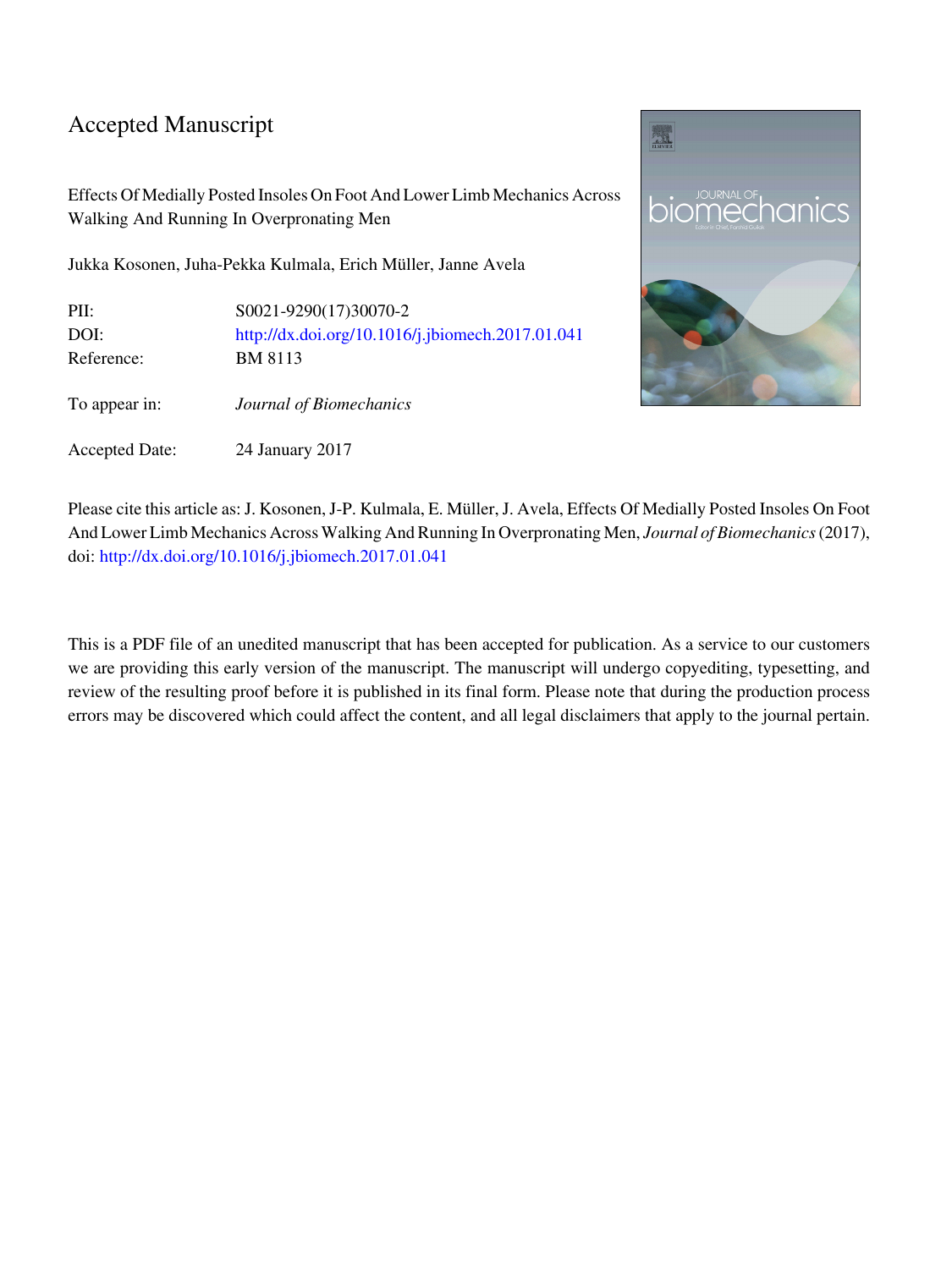# Accepted Manuscript

Effects Of Medially Posted Insoles On Foot And Lower Limb Mechanics Across Walking And Running In Overpronating Men

Jukka Kosonen, Juha-Pekka Kulmala, Erich Müller, Janne Avela

| | |
|---|---|
| PII: | S0021-9290(17)30070-2 |
| DOI: | http://dx.doi.org/10.1016/j.jbiomech.2017.01.041 |
| Reference: | BM 8113 |
| To appear in: | *Journal of Biomechanics* |
| Accepted Date: | 24 January 2017 |

Please cite this article as: J. Kosonen, J-P. Kulmala, E. Müller, J. Avela, Effects Of Medially Posted Insoles On Foot And Lower Limb Mechanics Across Walking And Running In Overpronating Men, *Journal of Biomechanics* (2017), doi: http://dx.doi.org/10.1016/j.jbiomech.2017.01.041

This is a PDF file of an unedited manuscript that has been accepted for publication. As a service to our customers we are providing this early version of the manuscript. The manuscript will undergo copyediting, typesetting, and review of the resulting proof before it is published in its final form. Please note that during the production process errors may be discovered which could affect the content, and all legal disclaimers that apply to the journal pertain.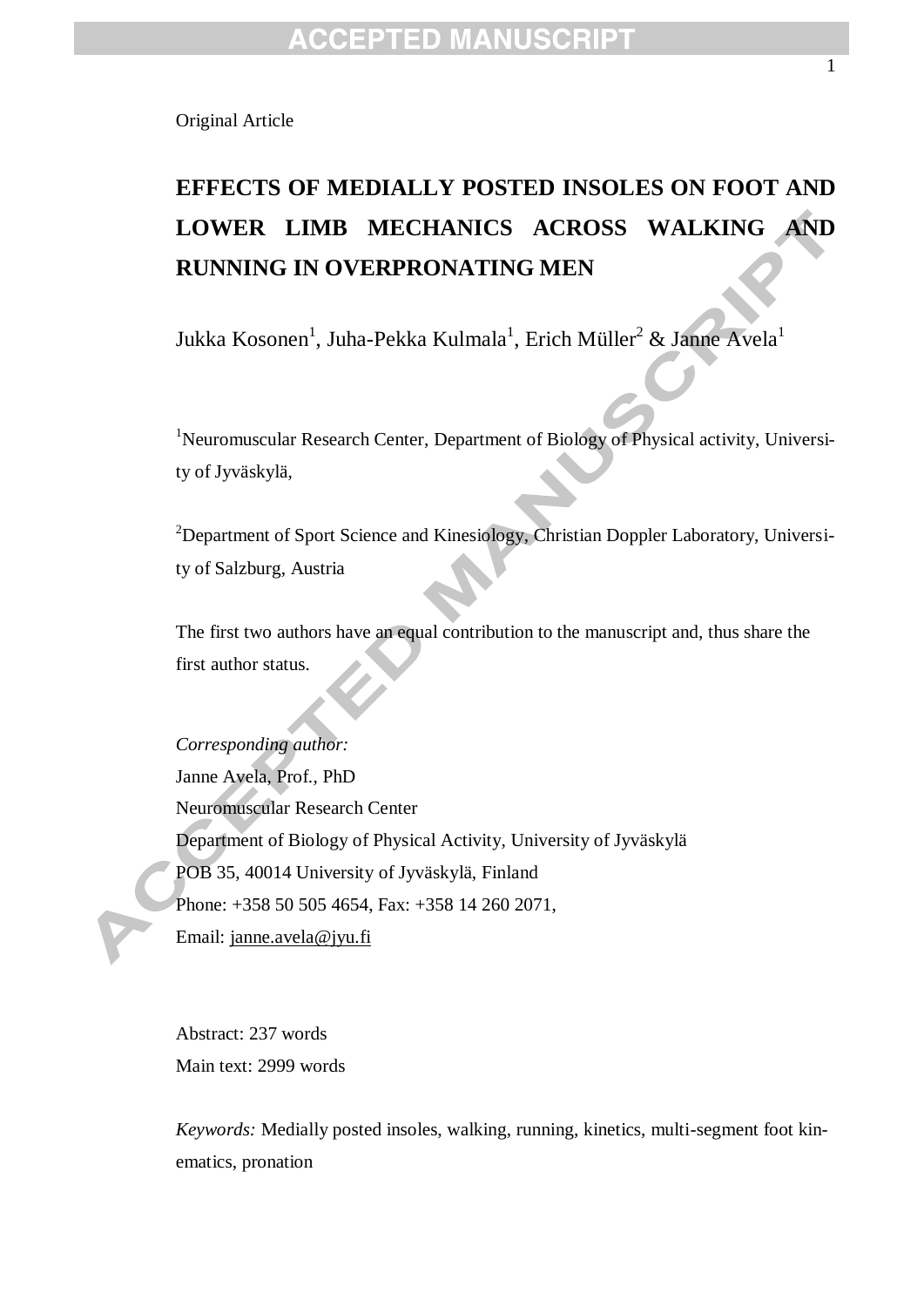Original Article

# EFFECTS OF MEDIALLY POSTED INSOLES ON FOOT AND LOWER LIMB MECHANICS ACROSS WALKING AND RUNNING IN OVERPRONATING MEN

Jukka Kosonen[1], Juha-Pekka Kulmala[1], Erich Müller[2] & Janne Avela[1]

[1]Neuromuscular Research Center, Department of Biology of Physical activity, University of Jyväskylä,

[2]Department of Sport Science and Kinesiology, Christian Doppler Laboratory, University of Salzburg, Austria

The first two authors have an equal contribution to the manuscript and, thus share the first author status.

*Corresponding author:*
Janne Avela, Prof., PhD
Neuromuscular Research Center
Department of Biology of Physical Activity, University of Jyväskylä
POB 35, 40014 University of Jyväskylä, Finland
Phone: +358 50 505 4654, Fax: +358 14 260 2071,
Email: janne.avela@jyu.fi

Abstract: 237 words
Main text: 2999 words

*Keywords:* Medially posted insoles, walking, running, kinetics, multi-segment foot kinematics, pronation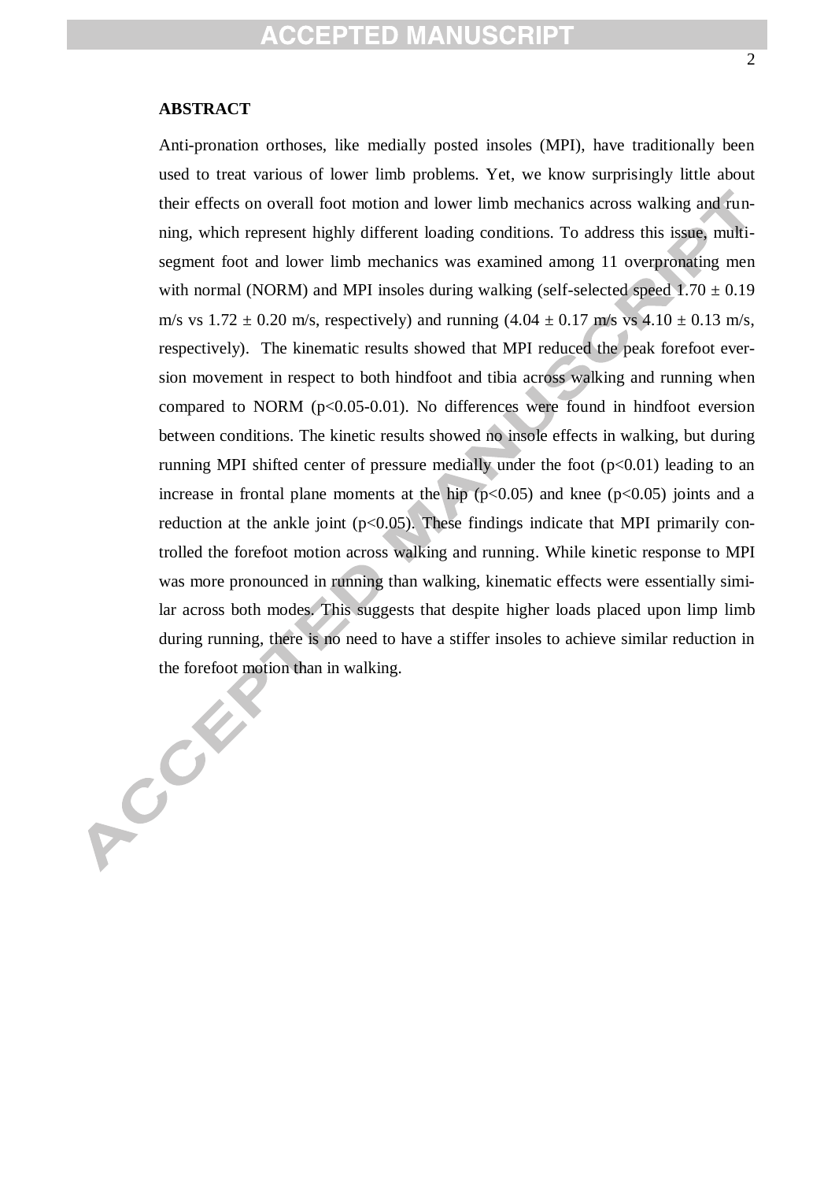**ABSTRACT**

Anti-pronation orthoses, like medially posted insoles (MPI), have traditionally been used to treat various of lower limb problems. Yet, we know surprisingly little about their effects on overall foot motion and lower limb mechanics across walking and running, which represent highly different loading conditions. To address this issue, multi-segment foot and lower limb mechanics was examined among 11 overpronating men with normal (NORM) and MPI insoles during walking (self-selected speed 1.70 ± 0.19 m/s vs 1.72 ± 0.20 m/s, respectively) and running (4.04 ± 0.17 m/s vs 4.10 ± 0.13 m/s, respectively). The kinematic results showed that MPI reduced the peak forefoot eversion movement in respect to both hindfoot and tibia across walking and running when compared to NORM ($p<0.05$-$0.01$). No differences were found in hindfoot eversion between conditions. The kinetic results showed no insole effects in walking, but during running MPI shifted center of pressure medially under the foot ($p<0.01$) leading to an increase in frontal plane moments at the hip ($p<0.05$) and knee ($p<0.05$) joints and a reduction at the ankle joint ($p<0.05$). These findings indicate that MPI primarily controlled the forefoot motion across walking and running. While kinetic response to MPI was more pronounced in running than walking, kinematic effects were essentially similar across both modes. This suggests that despite higher loads placed upon limp limb during running, there is no need to have a stiffer insoles to achieve similar reduction in the forefoot motion than in walking.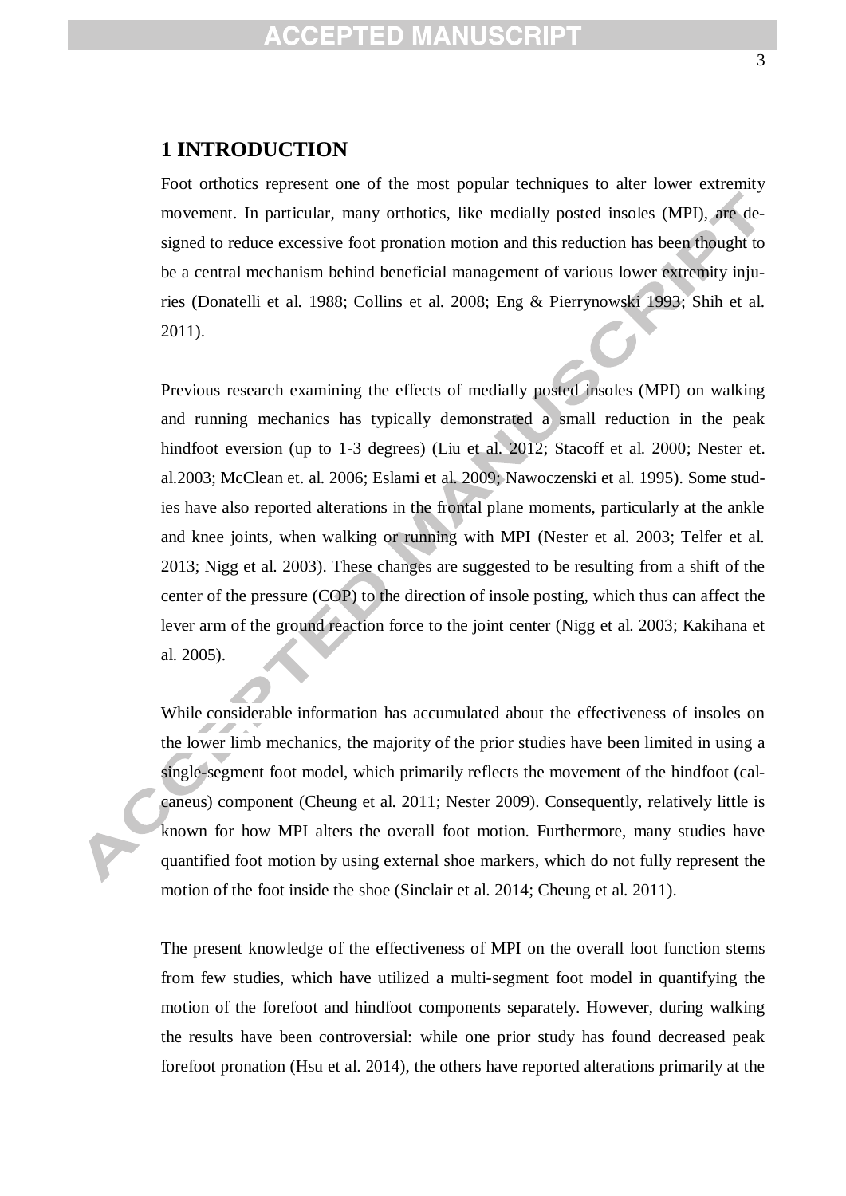## 1 INTRODUCTION

Foot orthotics represent one of the most popular techniques to alter lower extremity movement. In particular, many orthotics, like medially posted insoles (MPI), are designed to reduce excessive foot pronation motion and this reduction has been thought to be a central mechanism behind beneficial management of various lower extremity injuries (Donatelli et al. 1988; Collins et al. 2008; Eng & Pierrynowski 1993; Shih et al. 2011).

Previous research examining the effects of medially posted insoles (MPI) on walking and running mechanics has typically demonstrated a small reduction in the peak hindfoot eversion (up to 1-3 degrees) (Liu et al. 2012; Stacoff et al. 2000; Nester et. al.2003; McClean et. al. 2006; Eslami et al. 2009; Nawoczenski et al. 1995). Some studies have also reported alterations in the frontal plane moments, particularly at the ankle and knee joints, when walking or running with MPI (Nester et al. 2003; Telfer et al. 2013; Nigg et al. 2003). These changes are suggested to be resulting from a shift of the center of the pressure (COP) to the direction of insole posting, which thus can affect the lever arm of the ground reaction force to the joint center (Nigg et al. 2003; Kakihana et al. 2005).

While considerable information has accumulated about the effectiveness of insoles on the lower limb mechanics, the majority of the prior studies have been limited in using a single-segment foot model, which primarily reflects the movement of the hindfoot (calcaneus) component (Cheung et al. 2011; Nester 2009). Consequently, relatively little is known for how MPI alters the overall foot motion. Furthermore, many studies have quantified foot motion by using external shoe markers, which do not fully represent the motion of the foot inside the shoe (Sinclair et al. 2014; Cheung et al. 2011).

The present knowledge of the effectiveness of MPI on the overall foot function stems from few studies, which have utilized a multi-segment foot model in quantifying the motion of the forefoot and hindfoot components separately. However, during walking the results have been controversial: while one prior study has found decreased peak forefoot pronation (Hsu et al. 2014), the others have reported alterations primarily at the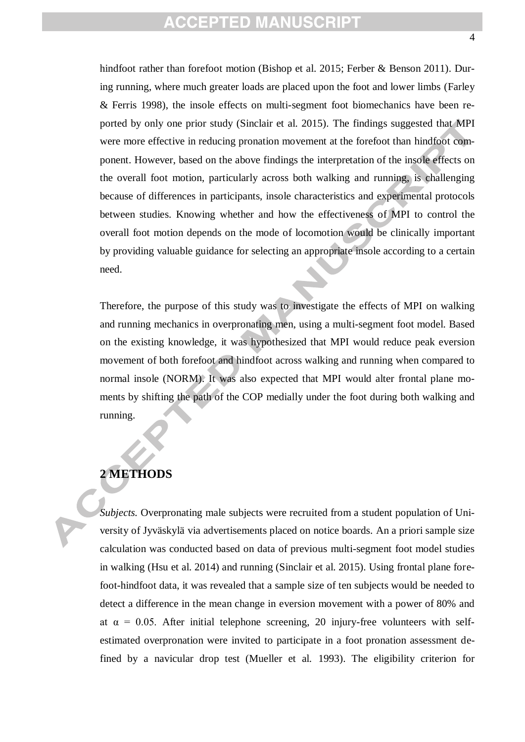hindfoot rather than forefoot motion (Bishop et al. 2015; Ferber & Benson 2011). During running, where much greater loads are placed upon the foot and lower limbs (Farley & Ferris 1998), the insole effects on multi-segment foot biomechanics have been reported by only one prior study (Sinclair et al. 2015). The findings suggested that MPI were more effective in reducing pronation movement at the forefoot than hindfoot component. However, based on the above findings the interpretation of the insole effects on the overall foot motion, particularly across both walking and running, is challenging because of differences in participants, insole characteristics and experimental protocols between studies. Knowing whether and how the effectiveness of MPI to control the overall foot motion depends on the mode of locomotion would be clinically important by providing valuable guidance for selecting an appropriate insole according to a certain need.

Therefore, the purpose of this study was to investigate the effects of MPI on walking and running mechanics in overpronating men, using a multi-segment foot model. Based on the existing knowledge, it was hypothesized that MPI would reduce peak eversion movement of both forefoot and hindfoot across walking and running when compared to normal insole (NORM). It was also expected that MPI would alter frontal plane moments by shifting the path of the COP medially under the foot during both walking and running.

## 2 METHODS

*Subjects.* Overpronating male subjects were recruited from a student population of University of Jyväskylä via advertisements placed on notice boards. An a priori sample size calculation was conducted based on data of previous multi-segment foot model studies in walking (Hsu et al. 2014) and running (Sinclair et al. 2015). Using frontal plane forefoot-hindfoot data, it was revealed that a sample size of ten subjects would be needed to detect a difference in the mean change in eversion movement with a power of 80% and at $\alpha = 0.05$. After initial telephone screening, 20 injury-free volunteers with self-estimated overpronation were invited to participate in a foot pronation assessment defined by a navicular drop test (Mueller et al. 1993). The eligibility criterion for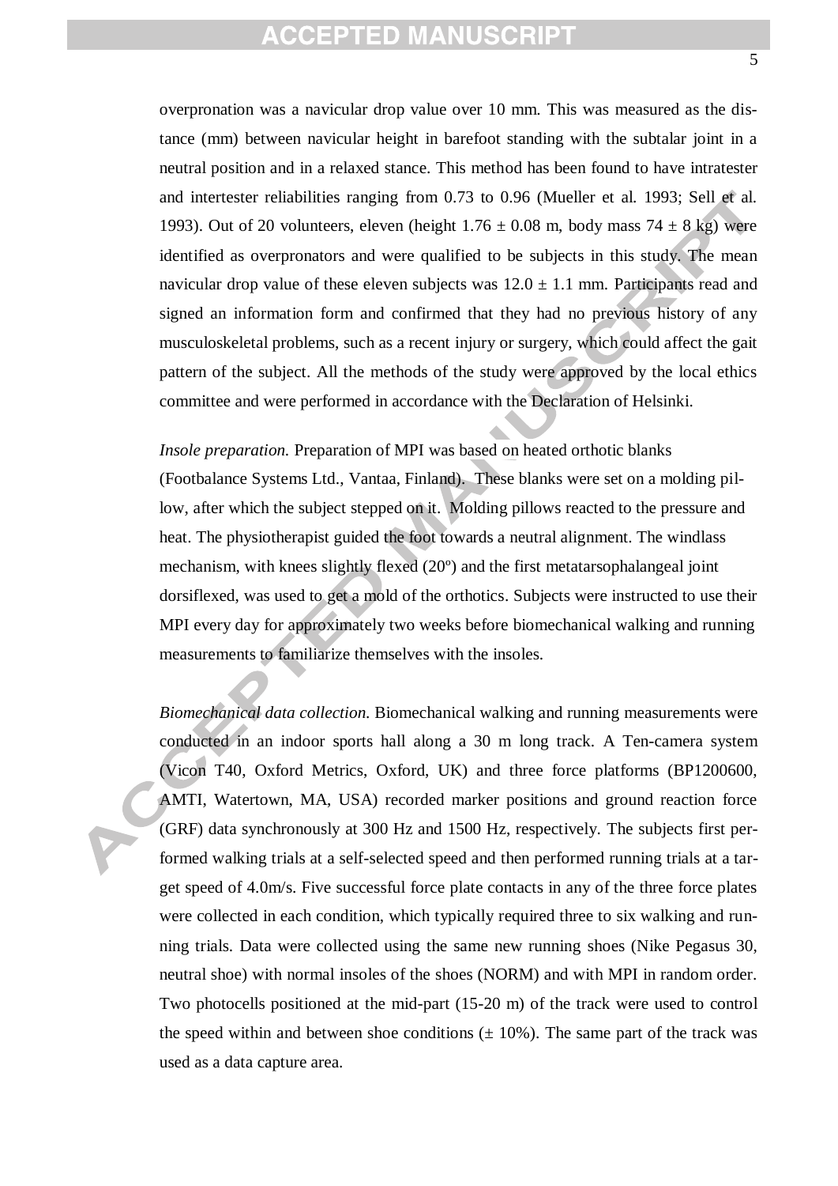overpronation was a navicular drop value over 10 mm. This was measured as the distance (mm) between navicular height in barefoot standing with the subtalar joint in a neutral position and in a relaxed stance. This method has been found to have intratester and intertester reliabilities ranging from 0.73 to 0.96 (Mueller et al. 1993; Sell et al. 1993). Out of 20 volunteers, eleven (height 1.76 ± 0.08 m, body mass 74 ± 8 kg) were identified as overpronators and were qualified to be subjects in this study. The mean navicular drop value of these eleven subjects was 12.0 ± 1.1 mm. Participants read and signed an information form and confirmed that they had no previous history of any musculoskeletal problems, such as a recent injury or surgery, which could affect the gait pattern of the subject. All the methods of the study were approved by the local ethics committee and were performed in accordance with the Declaration of Helsinki.

*Insole preparation.* Preparation of MPI was based on heated orthotic blanks (Footbalance Systems Ltd., Vantaa, Finland). These blanks were set on a molding pillow, after which the subject stepped on it. Molding pillows reacted to the pressure and heat. The physiotherapist guided the foot towards a neutral alignment. The windlass mechanism, with knees slightly flexed (20º) and the first metatarsophalangeal joint dorsiflexed, was used to get a mold of the orthotics. Subjects were instructed to use their MPI every day for approximately two weeks before biomechanical walking and running measurements to familiarize themselves with the insoles.

*Biomechanical data collection.* Biomechanical walking and running measurements were conducted in an indoor sports hall along a 30 m long track. A Ten-camera system (Vicon T40, Oxford Metrics, Oxford, UK) and three force platforms (BP1200600, AMTI, Watertown, MA, USA) recorded marker positions and ground reaction force (GRF) data synchronously at 300 Hz and 1500 Hz, respectively. The subjects first performed walking trials at a self-selected speed and then performed running trials at a target speed of 4.0m/s. Five successful force plate contacts in any of the three force plates were collected in each condition, which typically required three to six walking and running trials. Data were collected using the same new running shoes (Nike Pegasus 30, neutral shoe) with normal insoles of the shoes (NORM) and with MPI in random order. Two photocells positioned at the mid-part (15-20 m) of the track were used to control the speed within and between shoe conditions (± 10%). The same part of the track was used as a data capture area.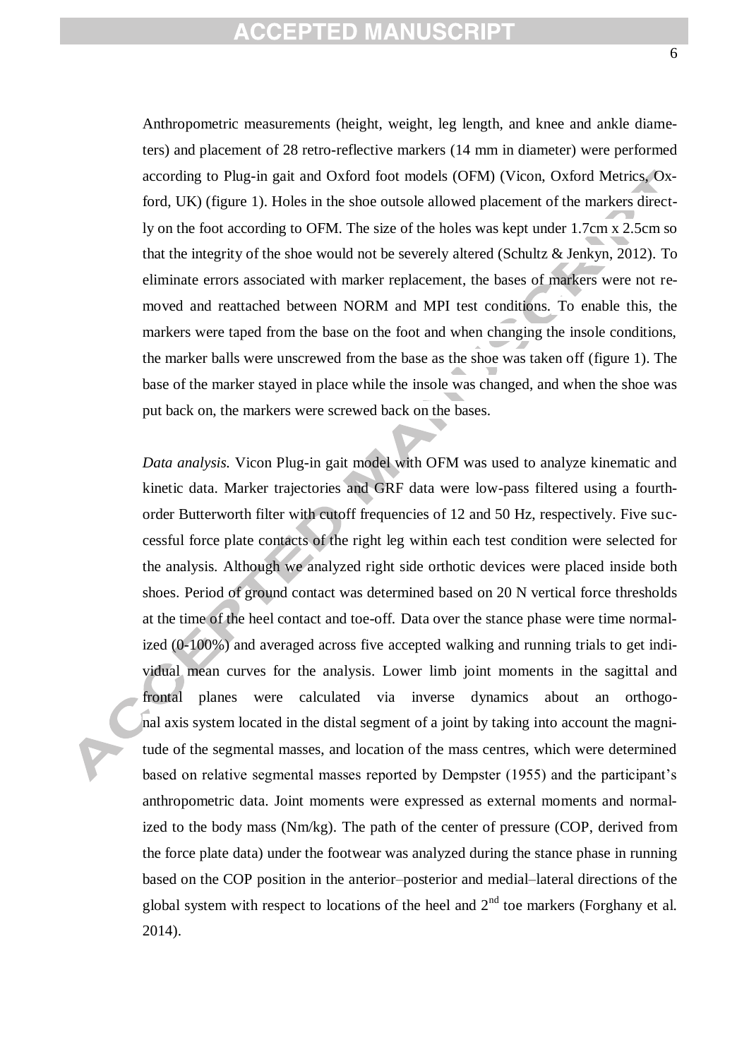Anthropometric measurements (height, weight, leg length, and knee and ankle diameters) and placement of 28 retro-reflective markers (14 mm in diameter) were performed according to Plug-in gait and Oxford foot models (OFM) (Vicon, Oxford Metrics, Oxford, UK) (figure 1). Holes in the shoe outsole allowed placement of the markers directly on the foot according to OFM. The size of the holes was kept under 1.7cm x 2.5cm so that the integrity of the shoe would not be severely altered (Schultz & Jenkyn, 2012). To eliminate errors associated with marker replacement, the bases of markers were not removed and reattached between NORM and MPI test conditions. To enable this, the markers were taped from the base on the foot and when changing the insole conditions, the marker balls were unscrewed from the base as the shoe was taken off (figure 1). The base of the marker stayed in place while the insole was changed, and when the shoe was put back on, the markers were screwed back on the bases.

*Data analysis.* Vicon Plug-in gait model with OFM was used to analyze kinematic and kinetic data. Marker trajectories and GRF data were low-pass filtered using a fourth-order Butterworth filter with cutoff frequencies of 12 and 50 Hz, respectively. Five successful force plate contacts of the right leg within each test condition were selected for the analysis. Although we analyzed right side orthotic devices were placed inside both shoes. Period of ground contact was determined based on 20 N vertical force thresholds at the time of the heel contact and toe-off. Data over the stance phase were time normalized (0-100%) and averaged across five accepted walking and running trials to get individual mean curves for the analysis. Lower limb joint moments in the sagittal and frontal planes were calculated via inverse dynamics about an orthogonal axis system located in the distal segment of a joint by taking into account the magnitude of the segmental masses, and location of the mass centres, which were determined based on relative segmental masses reported by Dempster (1955) and the participant's anthropometric data. Joint moments were expressed as external moments and normalized to the body mass (Nm/kg). The path of the center of pressure (COP, derived from the force plate data) under the footwear was analyzed during the stance phase in running based on the COP position in the anterior–posterior and medial–lateral directions of the global system with respect to locations of the heel and 2nd toe markers (Forghany et al. 2014).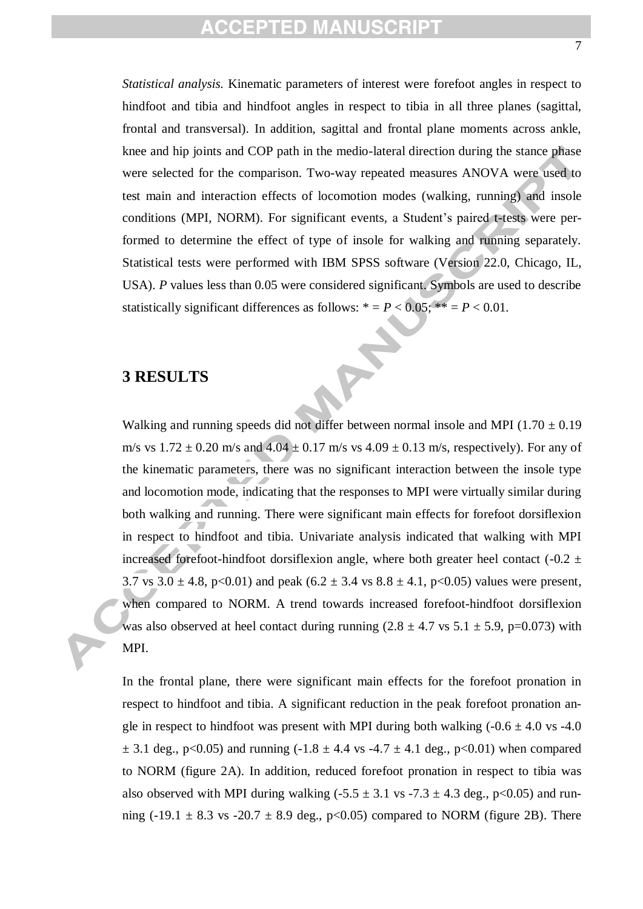*Statistical analysis.* Kinematic parameters of interest were forefoot angles in respect to hindfoot and tibia and hindfoot angles in respect to tibia in all three planes (sagittal, frontal and transversal). In addition, sagittal and frontal plane moments across ankle, knee and hip joints and COP path in the medio-lateral direction during the stance phase were selected for the comparison. Two-way repeated measures ANOVA were used to test main and interaction effects of locomotion modes (walking, running) and insole conditions (MPI, NORM). For significant events, a Student's paired t-tests were performed to determine the effect of type of insole for walking and running separately. Statistical tests were performed with IBM SPSS software (Version 22.0, Chicago, IL, USA). $P$ values less than 0.05 were considered significant. Symbols are used to describe statistically significant differences as follows: * = $P < 0.05$; ** = $P < 0.01$.

## 3 RESULTS

Walking and running speeds did not differ between normal insole and MPI (1.70 ± 0.19 m/s vs 1.72 ± 0.20 m/s and 4.04 ± 0.17 m/s vs 4.09 ± 0.13 m/s, respectively). For any of the kinematic parameters, there was no significant interaction between the insole type and locomotion mode, indicating that the responses to MPI were virtually similar during both walking and running. There were significant main effects for forefoot dorsiflexion in respect to hindfoot and tibia. Univariate analysis indicated that walking with MPI increased forefoot-hindfoot dorsiflexion angle, where both greater heel contact (-0.2 ± 3.7 vs 3.0 ± 4.8, p<0.01) and peak (6.2 ± 3.4 vs 8.8 ± 4.1, p<0.05) values were present, when compared to NORM. A trend towards increased forefoot-hindfoot dorsiflexion was also observed at heel contact during running (2.8 ± 4.7 vs 5.1 ± 5.9, p=0.073) with MPI.

In the frontal plane, there were significant main effects for the forefoot pronation in respect to hindfoot and tibia. A significant reduction in the peak forefoot pronation angle in respect to hindfoot was present with MPI during both walking (-0.6 ± 4.0 vs -4.0 ± 3.1 deg., p<0.05) and running (-1.8 ± 4.4 vs -4.7 ± 4.1 deg., p<0.01) when compared to NORM (figure 2A). In addition, reduced forefoot pronation in respect to tibia was also observed with MPI during walking (-5.5 ± 3.1 vs -7.3 ± 4.3 deg., p<0.05) and running (-19.1 ± 8.3 vs -20.7 ± 8.9 deg., p<0.05) compared to NORM (figure 2B). There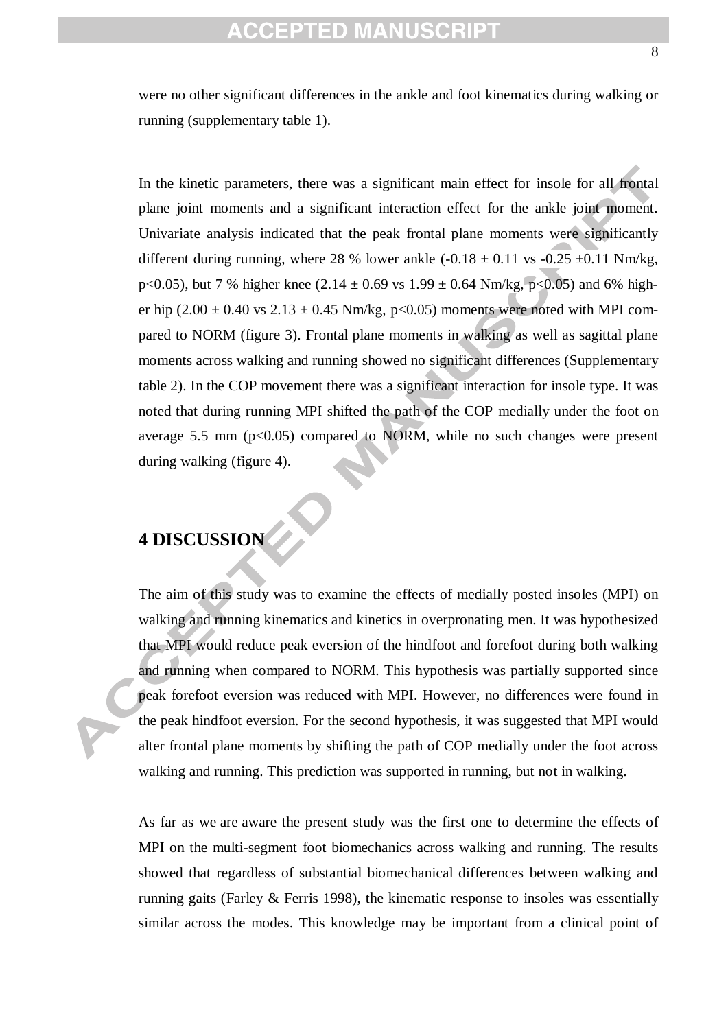were no other significant differences in the ankle and foot kinematics during walking or running (supplementary table 1).

In the kinetic parameters, there was a significant main effect for insole for all frontal plane joint moments and a significant interaction effect for the ankle joint moment. Univariate analysis indicated that the peak frontal plane moments were significantly different during running, where 28 % lower ankle (-0.18 ± 0.11 vs -0.25 ±0.11 Nm/kg, $p<0.05$), but 7 % higher knee (2.14 ± 0.69 vs 1.99 ± 0.64 Nm/kg, $p<0.05$) and 6% higher hip (2.00 ± 0.40 vs 2.13 ± 0.45 Nm/kg, $p<0.05$) moments were noted with MPI compared to NORM (figure 3). Frontal plane moments in walking as well as sagittal plane moments across walking and running showed no significant differences (Supplementary table 2). In the COP movement there was a significant interaction for insole type. It was noted that during running MPI shifted the path of the COP medially under the foot on average 5.5 mm ($p<0.05$) compared to NORM, while no such changes were present during walking (figure 4).

## 4 DISCUSSION

The aim of this study was to examine the effects of medially posted insoles (MPI) on walking and running kinematics and kinetics in overpronating men. It was hypothesized that MPI would reduce peak eversion of the hindfoot and forefoot during both walking and running when compared to NORM. This hypothesis was partially supported since peak forefoot eversion was reduced with MPI. However, no differences were found in the peak hindfoot eversion. For the second hypothesis, it was suggested that MPI would alter frontal plane moments by shifting the path of COP medially under the foot across walking and running. This prediction was supported in running, but not in walking.

As far as we are aware the present study was the first one to determine the effects of MPI on the multi-segment foot biomechanics across walking and running. The results showed that regardless of substantial biomechanical differences between walking and running gaits (Farley & Ferris 1998), the kinematic response to insoles was essentially similar across the modes. This knowledge may be important from a clinical point of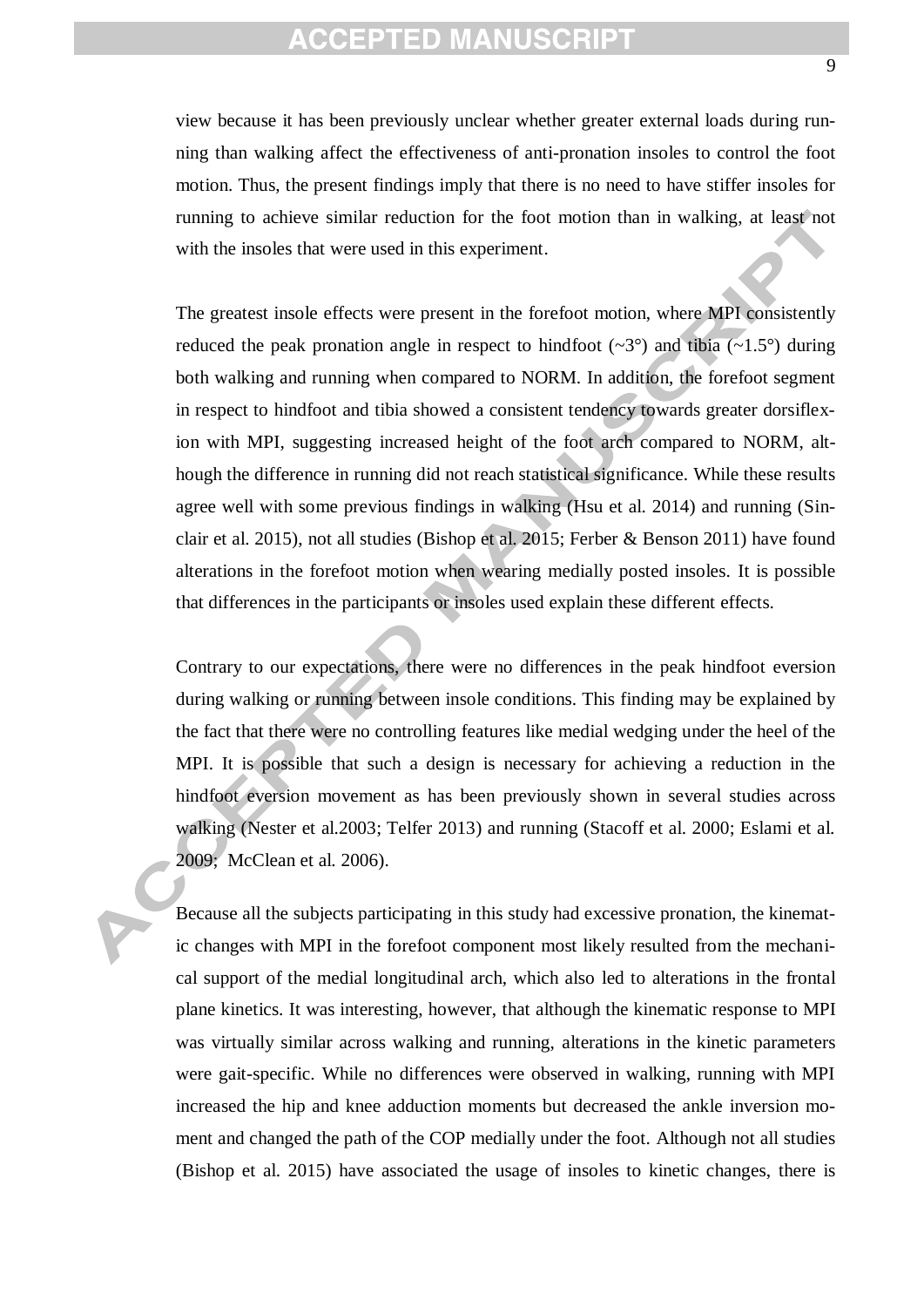view because it has been previously unclear whether greater external loads during running than walking affect the effectiveness of anti-pronation insoles to control the foot motion. Thus, the present findings imply that there is no need to have stiffer insoles for running to achieve similar reduction for the foot motion than in walking, at least not with the insoles that were used in this experiment.

The greatest insole effects were present in the forefoot motion, where MPI consistently reduced the peak pronation angle in respect to hindfoot (~3°) and tibia (~1.5°) during both walking and running when compared to NORM. In addition, the forefoot segment in respect to hindfoot and tibia showed a consistent tendency towards greater dorsiflexion with MPI, suggesting increased height of the foot arch compared to NORM, although the difference in running did not reach statistical significance. While these results agree well with some previous findings in walking (Hsu et al. 2014) and running (Sinclair et al. 2015), not all studies (Bishop et al. 2015; Ferber & Benson 2011) have found alterations in the forefoot motion when wearing medially posted insoles. It is possible that differences in the participants or insoles used explain these different effects.

Contrary to our expectations, there were no differences in the peak hindfoot eversion during walking or running between insole conditions. This finding may be explained by the fact that there were no controlling features like medial wedging under the heel of the MPI. It is possible that such a design is necessary for achieving a reduction in the hindfoot eversion movement as has been previously shown in several studies across walking (Nester et al.2003; Telfer 2013) and running (Stacoff et al. 2000; Eslami et al. 2009; McClean et al. 2006).

Because all the subjects participating in this study had excessive pronation, the kinematic changes with MPI in the forefoot component most likely resulted from the mechanical support of the medial longitudinal arch, which also led to alterations in the frontal plane kinetics. It was interesting, however, that although the kinematic response to MPI was virtually similar across walking and running, alterations in the kinetic parameters were gait-specific. While no differences were observed in walking, running with MPI increased the hip and knee adduction moments but decreased the ankle inversion moment and changed the path of the COP medially under the foot. Although not all studies (Bishop et al. 2015) have associated the usage of insoles to kinetic changes, there is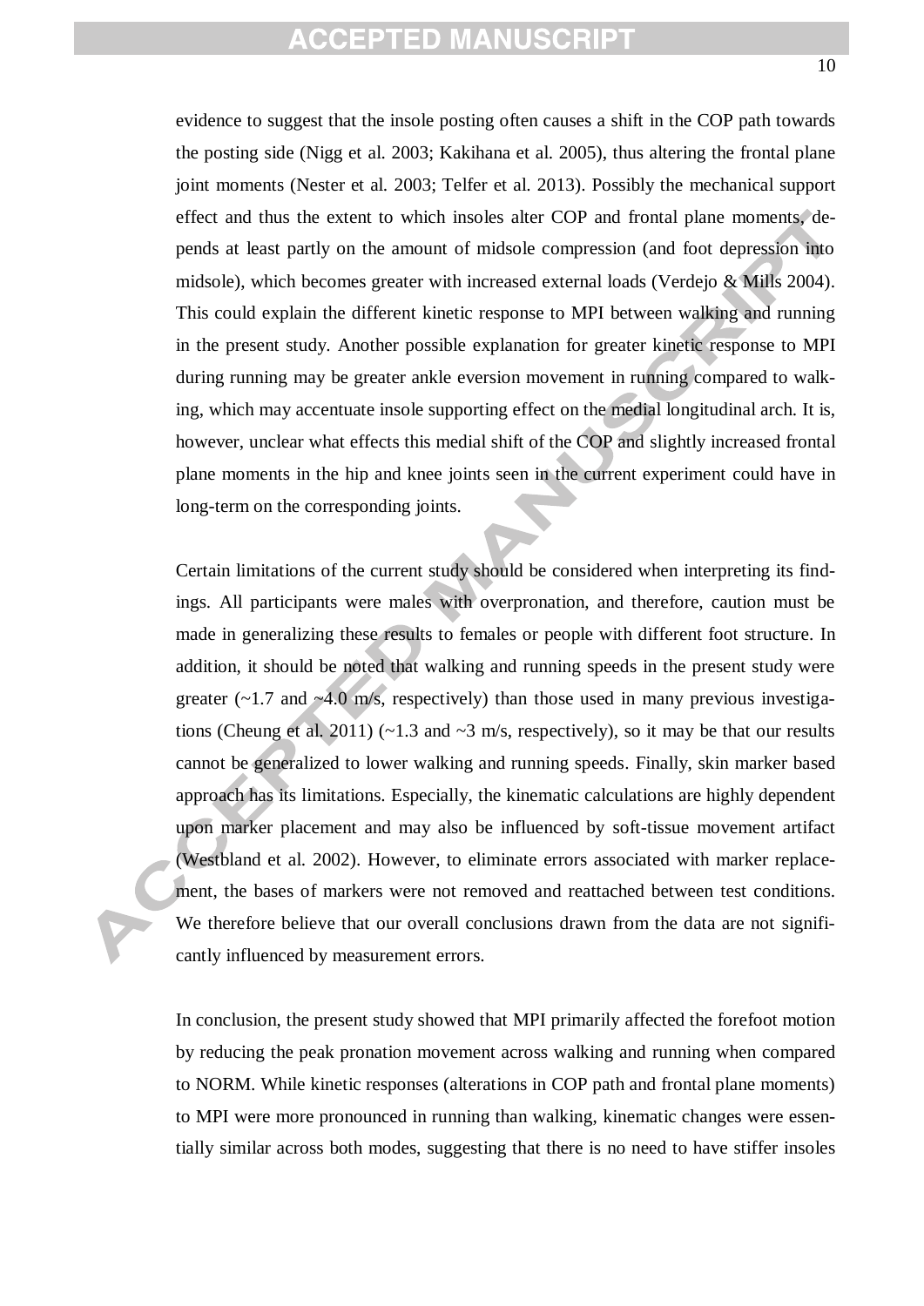evidence to suggest that the insole posting often causes a shift in the COP path towards the posting side (Nigg et al. 2003; Kakihana et al. 2005), thus altering the frontal plane joint moments (Nester et al. 2003; Telfer et al. 2013). Possibly the mechanical support effect and thus the extent to which insoles alter COP and frontal plane moments, depends at least partly on the amount of midsole compression (and foot depression into midsole), which becomes greater with increased external loads (Verdejo & Mills 2004). This could explain the different kinetic response to MPI between walking and running in the present study. Another possible explanation for greater kinetic response to MPI during running may be greater ankle eversion movement in running compared to walking, which may accentuate insole supporting effect on the medial longitudinal arch. It is, however, unclear what effects this medial shift of the COP and slightly increased frontal plane moments in the hip and knee joints seen in the current experiment could have in long-term on the corresponding joints.

Certain limitations of the current study should be considered when interpreting its findings. All participants were males with overpronation, and therefore, caution must be made in generalizing these results to females or people with different foot structure. In addition, it should be noted that walking and running speeds in the present study were greater (~1.7 and ~4.0 m/s, respectively) than those used in many previous investigations (Cheung et al. 2011) (~1.3 and ~3 m/s, respectively), so it may be that our results cannot be generalized to lower walking and running speeds. Finally, skin marker based approach has its limitations. Especially, the kinematic calculations are highly dependent upon marker placement and may also be influenced by soft-tissue movement artifact (Westbland et al. 2002). However, to eliminate errors associated with marker replacement, the bases of markers were not removed and reattached between test conditions. We therefore believe that our overall conclusions drawn from the data are not significantly influenced by measurement errors.

In conclusion, the present study showed that MPI primarily affected the forefoot motion by reducing the peak pronation movement across walking and running when compared to NORM. While kinetic responses (alterations in COP path and frontal plane moments) to MPI were more pronounced in running than walking, kinematic changes were essentially similar across both modes, suggesting that there is no need to have stiffer insoles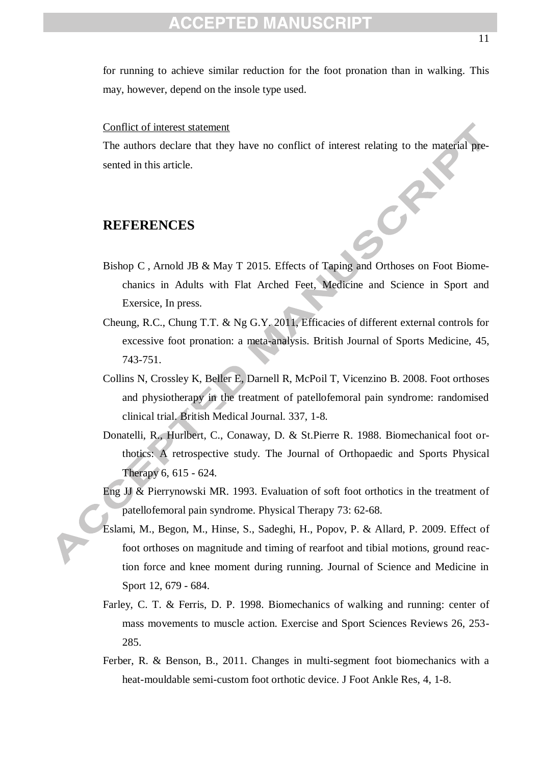for running to achieve similar reduction for the foot pronation than in walking. This may, however, depend on the insole type used.

Conflict of interest statement

The authors declare that they have no conflict of interest relating to the material presented in this article.

## REFERENCES

Bishop C , Arnold JB & May T 2015. Effects of Taping and Orthoses on Foot Biomechanics in Adults with Flat Arched Feet, Medicine and Science in Sport and Exersice, In press.

Cheung, R.C., Chung T.T. & Ng G.Y. 2011, Efficacies of different external controls for excessive foot pronation: a meta-analysis. British Journal of Sports Medicine, 45, 743-751.

Collins N, Crossley K, Beller E, Darnell R, McPoil T, Vicenzino B. 2008. Foot orthoses and physiotherapy in the treatment of patellofemoral pain syndrome: randomised clinical trial. British Medical Journal. 337, 1-8.

Donatelli, R., Hurlbert, C., Conaway, D. & St.Pierre R. 1988. Biomechanical foot orthotics: A retrospective study. The Journal of Orthopaedic and Sports Physical Therapy 6, 615 - 624.

Eng JJ & Pierrynowski MR. 1993. Evaluation of soft foot orthotics in the treatment of patellofemoral pain syndrome. Physical Therapy 73: 62-68.

Eslami, M., Begon, M., Hinse, S., Sadeghi, H., Popov, P. & Allard, P. 2009. Effect of foot orthoses on magnitude and timing of rearfoot and tibial motions, ground reaction force and knee moment during running. Journal of Science and Medicine in Sport 12, 679 - 684.

Farley, C. T. & Ferris, D. P. 1998. Biomechanics of walking and running: center of mass movements to muscle action. Exercise and Sport Sciences Reviews 26, 253-285.

Ferber, R. & Benson, B., 2011. Changes in multi-segment foot biomechanics with a heat-mouldable semi-custom foot orthotic device. J Foot Ankle Res, 4, 1-8.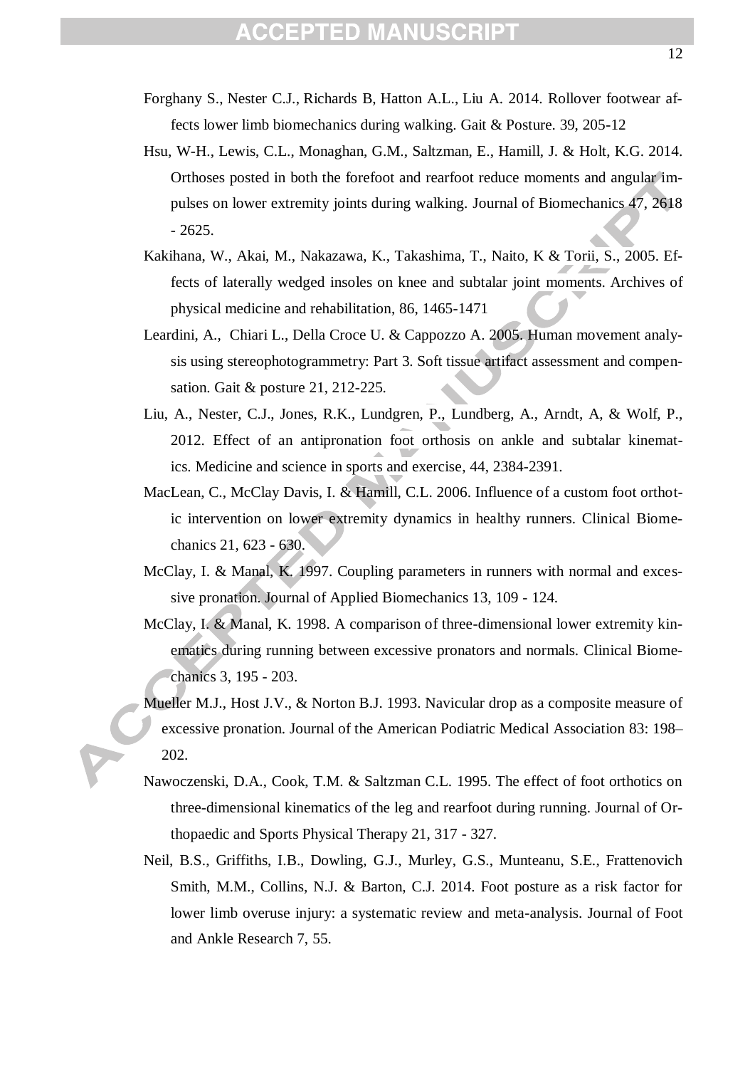Forghany S., Nester C.J., Richards B, Hatton A.L., Liu A. 2014. Rollover footwear affects lower limb biomechanics during walking. Gait & Posture. 39, 205-12

Hsu, W-H., Lewis, C.L., Monaghan, G.M., Saltzman, E., Hamill, J. & Holt, K.G. 2014. Orthoses posted in both the forefoot and rearfoot reduce moments and angular impulses on lower extremity joints during walking. Journal of Biomechanics 47, 2618 - 2625.

Kakihana, W., Akai, M., Nakazawa, K., Takashima, T., Naito, K & Torii, S., 2005. Effects of laterally wedged insoles on knee and subtalar joint moments. Archives of physical medicine and rehabilitation, 86, 1465-1471

Leardini, A., Chiari L., Della Croce U. & Cappozzo A. 2005. Human movement analysis using stereophotogrammetry: Part 3. Soft tissue artifact assessment and compensation. Gait & posture 21, 212-225.

Liu, A., Nester, C.J., Jones, R.K., Lundgren, P., Lundberg, A., Arndt, A, & Wolf, P., 2012. Effect of an antipronation foot orthosis on ankle and subtalar kinematics. Medicine and science in sports and exercise, 44, 2384-2391.

MacLean, C., McClay Davis, I. & Hamill, C.L. 2006. Influence of a custom foot orthotic intervention on lower extremity dynamics in healthy runners. Clinical Biomechanics 21, 623 - 630.

McClay, I. & Manal, K. 1997. Coupling parameters in runners with normal and excessive pronation. Journal of Applied Biomechanics 13, 109 - 124.

McClay, I. & Manal, K. 1998. A comparison of three-dimensional lower extremity kinematics during running between excessive pronators and normals. Clinical Biomechanics 3, 195 - 203.

Mueller M.J., Host J.V., & Norton B.J. 1993. Navicular drop as a composite measure of excessive pronation. Journal of the American Podiatric Medical Association 83: 198–202.

Nawoczenski, D.A., Cook, T.M. & Saltzman C.L. 1995. The effect of foot orthotics on three-dimensional kinematics of the leg and rearfoot during running. Journal of Orthopaedic and Sports Physical Therapy 21, 317 - 327.

Neil, B.S., Griffiths, I.B., Dowling, G.J., Murley, G.S., Munteanu, S.E., Frattenovich Smith, M.M., Collins, N.J. & Barton, C.J. 2014. Foot posture as a risk factor for lower limb overuse injury: a systematic review and meta-analysis. Journal of Foot and Ankle Research 7, 55.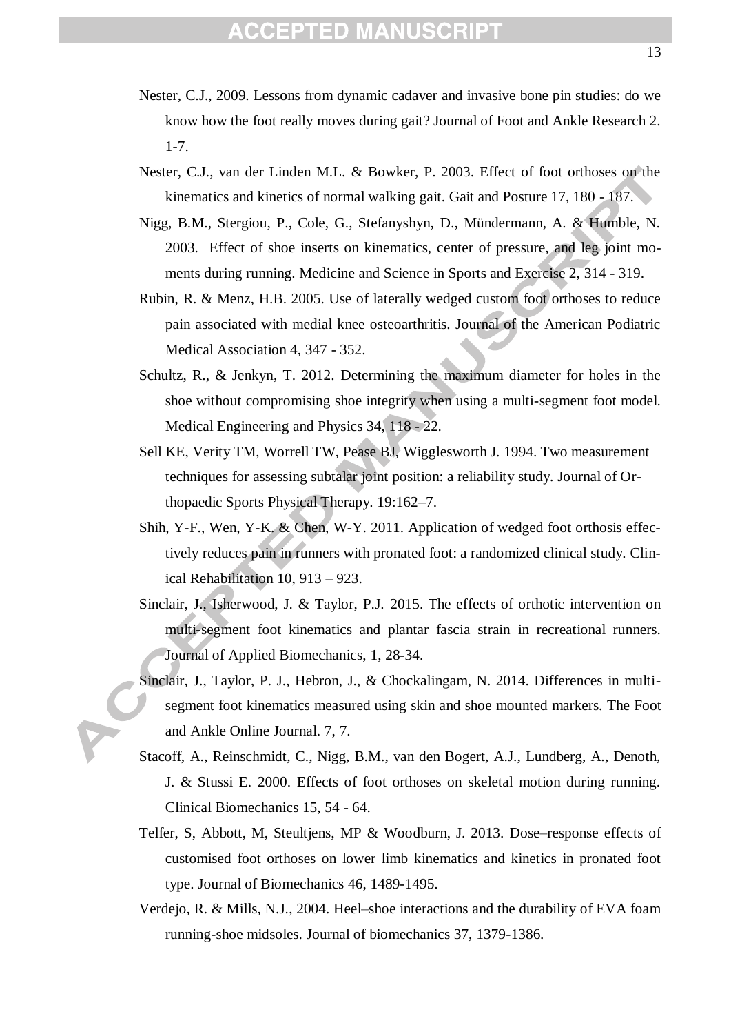Nester, C.J., 2009. Lessons from dynamic cadaver and invasive bone pin studies: do we know how the foot really moves during gait? Journal of Foot and Ankle Research 2. 1-7.

Nester, C.J., van der Linden M.L. & Bowker, P. 2003. Effect of foot orthoses on the kinematics and kinetics of normal walking gait. Gait and Posture 17, 180 - 187.

Nigg, B.M., Stergiou, P., Cole, G., Stefanyshyn, D., Mündermann, A. & Humble, N. 2003. Effect of shoe inserts on kinematics, center of pressure, and leg joint moments during running. Medicine and Science in Sports and Exercise 2, 314 - 319.

Rubin, R. & Menz, H.B. 2005. Use of laterally wedged custom foot orthoses to reduce pain associated with medial knee osteoarthritis. Journal of the American Podiatric Medical Association 4, 347 - 352.

Schultz, R., & Jenkyn, T. 2012. Determining the maximum diameter for holes in the shoe without compromising shoe integrity when using a multi-segment foot model. Medical Engineering and Physics 34, 118 - 22.

Sell KE, Verity TM, Worrell TW, Pease BJ, Wigglesworth J. 1994. Two measurement techniques for assessing subtalar joint position: a reliability study. Journal of Orthopaedic Sports Physical Therapy. 19:162–7.

Shih, Y-F., Wen, Y-K. & Chen, W-Y. 2011. Application of wedged foot orthosis effectively reduces pain in runners with pronated foot: a randomized clinical study. Clinical Rehabilitation 10, 913 – 923.

Sinclair, J., Isherwood, J. & Taylor, P.J. 2015. The effects of orthotic intervention on multi-segment foot kinematics and plantar fascia strain in recreational runners. Journal of Applied Biomechanics, 1, 28-34.

Sinclair, J., Taylor, P. J., Hebron, J., & Chockalingam, N. 2014. Differences in multi-segment foot kinematics measured using skin and shoe mounted markers. The Foot and Ankle Online Journal. 7, 7.

Stacoff, A., Reinschmidt, C., Nigg, B.M., van den Bogert, A.J., Lundberg, A., Denoth, J. & Stussi E. 2000. Effects of foot orthoses on skeletal motion during running. Clinical Biomechanics 15, 54 - 64.

Telfer, S, Abbott, M, Steultjens, MP & Woodburn, J. 2013. Dose–response effects of customised foot orthoses on lower limb kinematics and kinetics in pronated foot type. Journal of Biomechanics 46, 1489-1495.

Verdejo, R. & Mills, N.J., 2004. Heel–shoe interactions and the durability of EVA foam running-shoe midsoles. Journal of biomechanics 37, 1379-1386.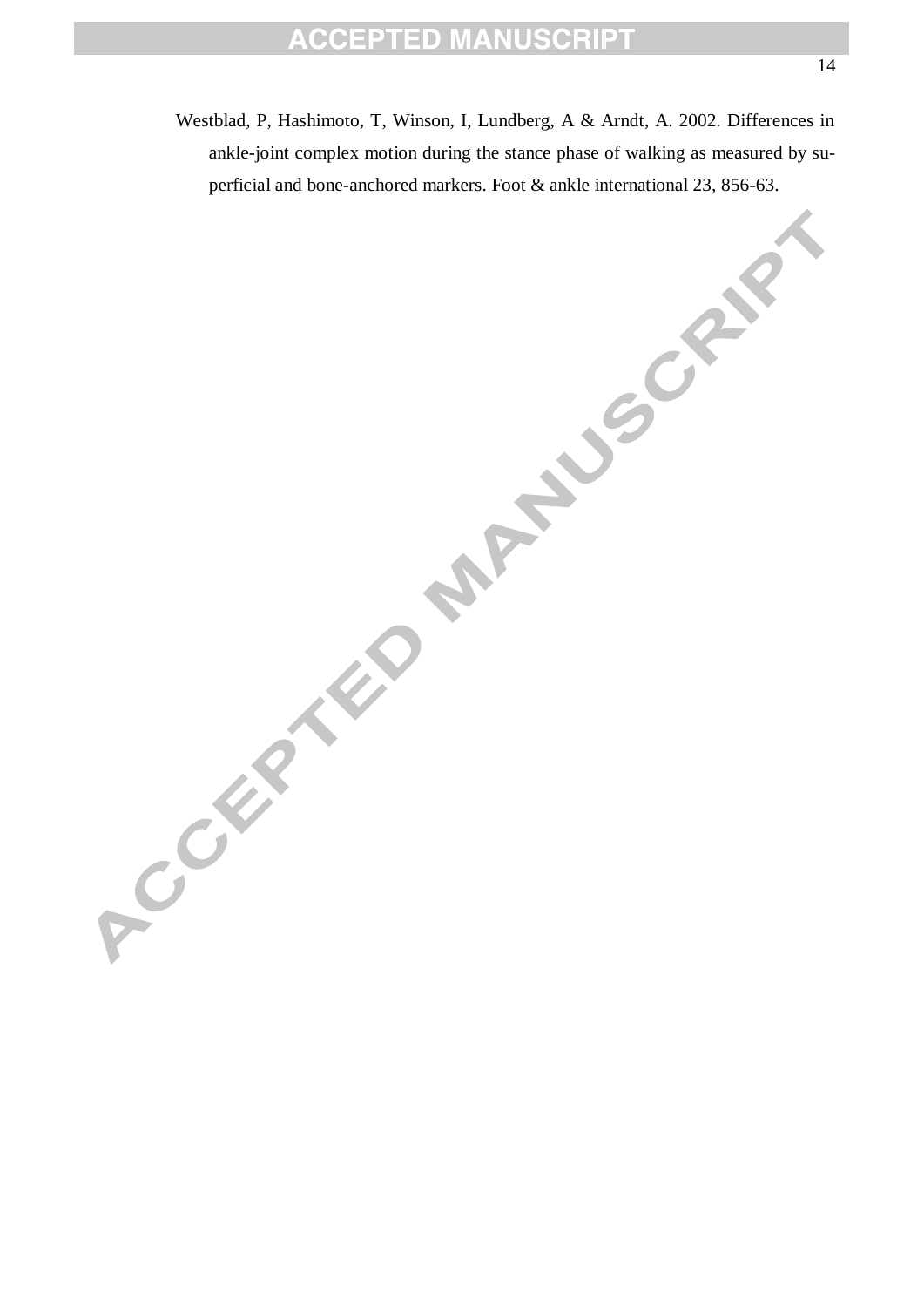Westblad, P, Hashimoto, T, Winson, I, Lundberg, A & Arndt, A. 2002. Differences in ankle-joint complex motion during the stance phase of walking as measured by superficial and bone-anchored markers. Foot & ankle international 23, 856-63.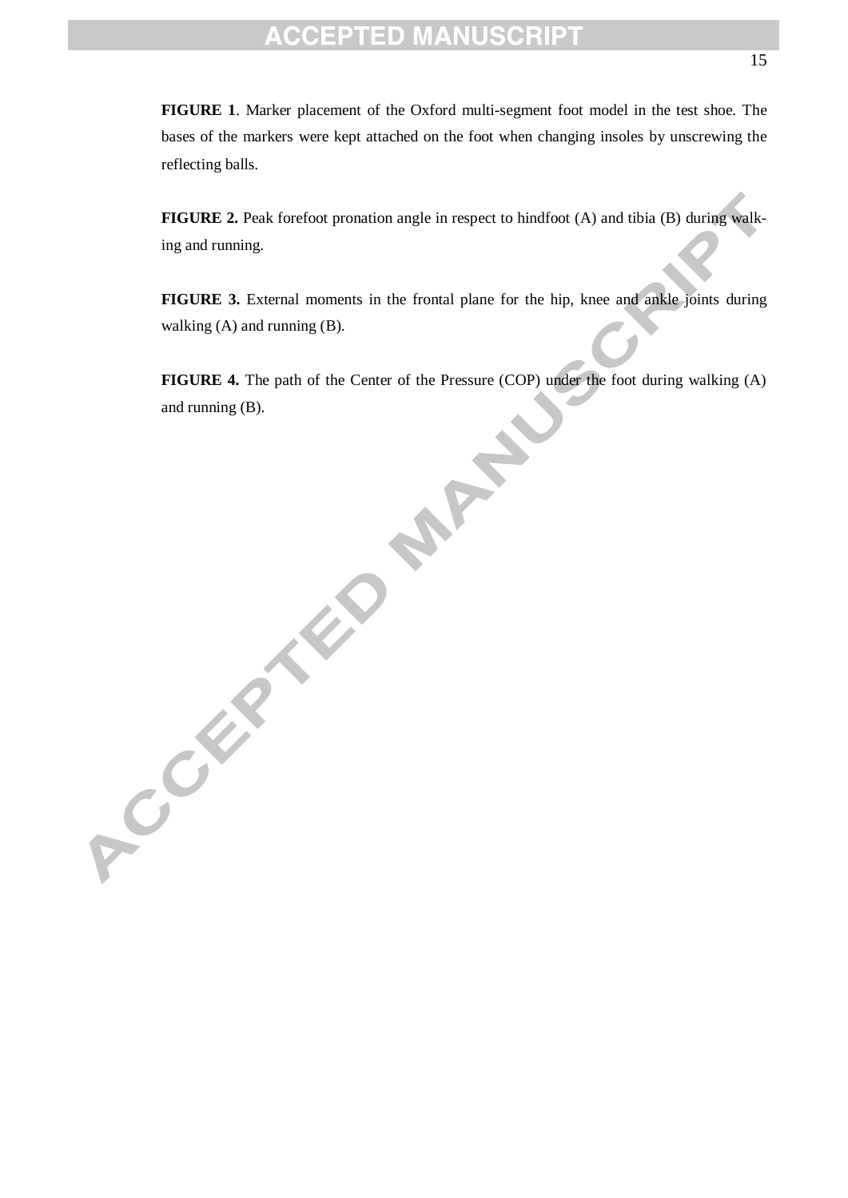**FIGURE 1**. Marker placement of the Oxford multi-segment foot model in the test shoe. The bases of the markers were kept attached on the foot when changing insoles by unscrewing the reflecting balls.

**FIGURE 2.** Peak forefoot pronation angle in respect to hindfoot (A) and tibia (B) during walking and running.

**FIGURE 3.** External moments in the frontal plane for the hip, knee and ankle joints during walking (A) and running (B).

**FIGURE 4.** The path of the Center of the Pressure (COP) under the foot during walking (A) and running (B).